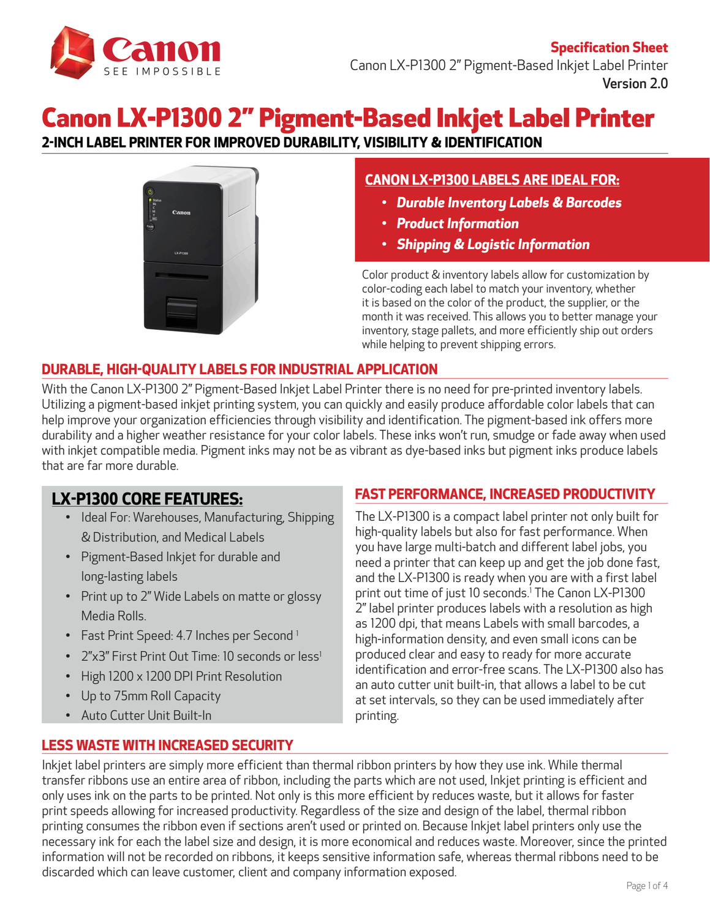**Specification Sheet**
Canon LX-P1300 2" Pigment-Based Inkjet Label Printer
**Version 2.0**

# Canon LX-P1300 2" Pigment-Based Inkjet Label Printer

**2-INCH LABEL PRINTER FOR IMPROVED DURABILITY, VISIBILITY & IDENTIFICATION**

## CANON LX-P1300 LABELS ARE IDEAL FOR:

- ***Durable Inventory Labels & Barcodes***
- ***Product Information***
- ***Shipping & Logistic Information***

Color product & inventory labels allow for customization by color-coding each label to match your inventory, whether it is based on the color of the product, the supplier, or the month it was received. This allows you to better manage your inventory, stage pallets, and more efficiently ship out orders while helping to prevent shipping errors.

## DURABLE, HIGH-QUALITY LABELS FOR INDUSTRIAL APPLICATION

With the Canon LX-P1300 2" Pigment-Based Inkjet Label Printer there is no need for pre-printed inventory labels. Utilizing a pigment-based inkjet printing system, you can quickly and easily produce affordable color labels that can help improve your organization efficiencies through visibility and identification. The pigment-based ink offers more durability and a higher weather resistance for your color labels. These inks won't run, smudge or fade away when used with inkjet compatible media. Pigment inks may not be as vibrant as dye-based inks but pigment inks produce labels that are far more durable.

## LX-P1300 CORE FEATURES:

- Ideal For: Warehouses, Manufacturing, Shipping & Distribution, and Medical Labels
- Pigment-Based Inkjet for durable and long-lasting labels
- Print up to 2" Wide Labels on matte or glossy Media Rolls.
- Fast Print Speed: 4.7 Inches per Second [1]
- 2"x3" First Print Out Time: 10 seconds or less[1]
- High 1200 x 1200 DPI Print Resolution
- Up to 75mm Roll Capacity
- Auto Cutter Unit Built-In

## FAST PERFORMANCE, INCREASED PRODUCTIVITY

The LX-P1300 is a compact label printer not only built for high-quality labels but also for fast performance. When you have large multi-batch and different label jobs, you need a printer that can keep up and get the job done fast, and the LX-P1300 is ready when you are with a first label print out time of just 10 seconds.[1] The Canon LX-P1300 2" label printer produces labels with a resolution as high as 1200 dpi, that means Labels with small barcodes, a high-information density, and even small icons can be produced clear and easy to ready for more accurate identification and error-free scans. The LX-P1300 also has an auto cutter unit built-in, that allows a label to be cut at set intervals, so they can be used immediately after printing.

## LESS WASTE WITH INCREASED SECURITY

Inkjet label printers are simply more efficient than thermal ribbon printers by how they use ink. While thermal transfer ribbons use an entire area of ribbon, including the parts which are not used, Inkjet printing is efficient and only uses ink on the parts to be printed. Not only is this more efficient by reduces waste, but it allows for faster print speeds allowing for increased productivity. Regardless of the size and design of the label, thermal ribbon printing consumes the ribbon even if sections aren't used or printed on. Because Inkjet label printers only use the necessary ink for each the label size and design, it is more economical and reduces waste. Moreover, since the printed information will not be recorded on ribbons, it keeps sensitive information safe, whereas thermal ribbons need to be discarded which can leave customer, client and company information exposed.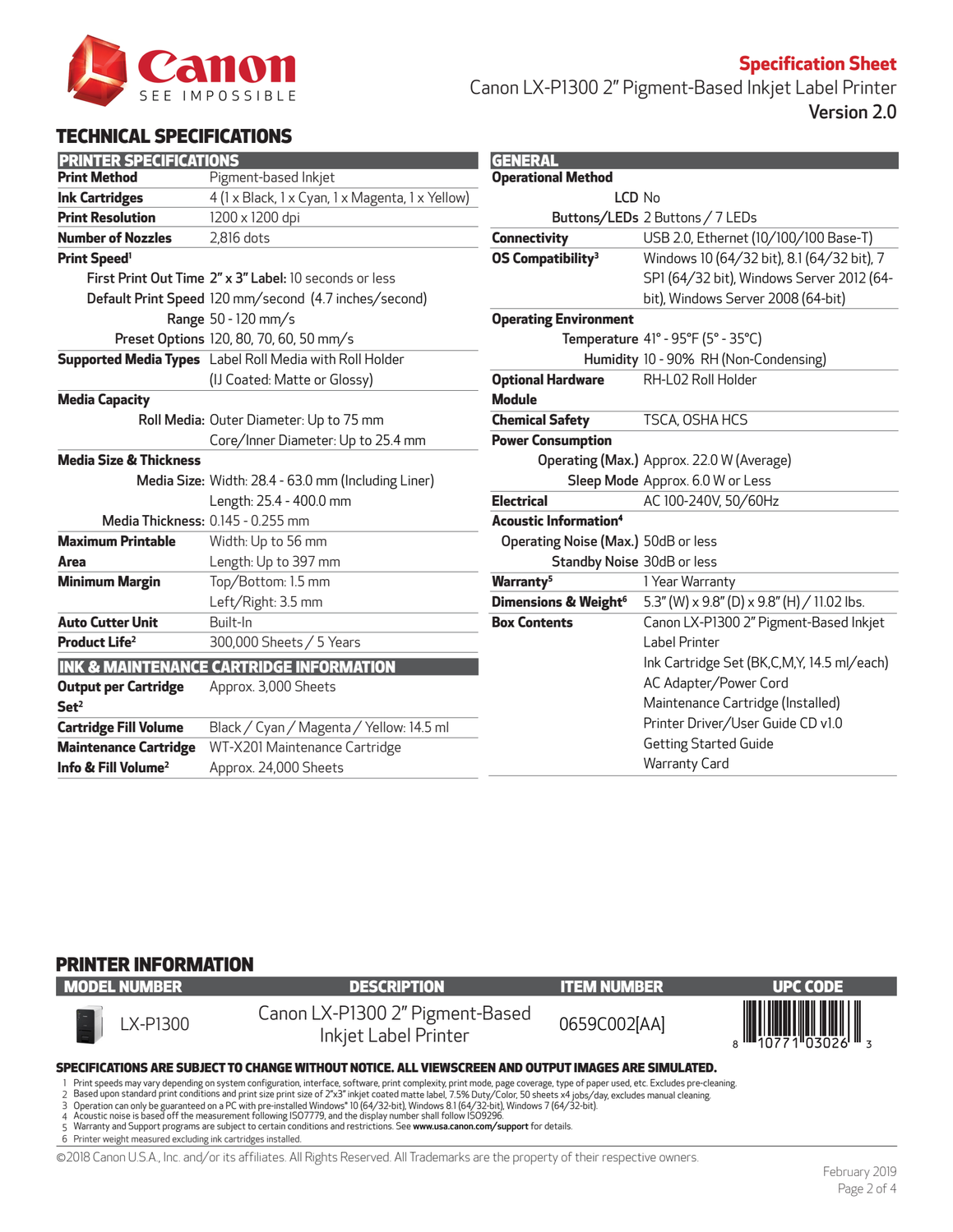Specification Sheet

Canon LX-P1300 2" Pigment-Based Inkjet Label Printer

Version 2.0

## TECHNICAL SPECIFICATIONS

### PRINTER SPECIFICATIONS

| | |
|---|---|
| **Print Method** | Pigment-based Inkjet |
| **Ink Cartridges** | 4 (1 x Black, 1 x Cyan, 1 x Magenta, 1 x Yellow) |
| **Print Resolution** | 1200 x 1200 dpi |
| **Number of Nozzles** | 2,816 dots |
| **Print Speed**[1] | |
| First Print Out Time | **2" x 3" Label:** 10 seconds or less |
| Default Print Speed | 120 mm/second (4.7 inches/second) |
| Range | 50 - 120 mm/s |
| Preset Options | 120, 80, 70, 60, 50 mm/s |
| **Supported Media Types** | Label Roll Media with Roll Holder (IJ Coated: Matte or Glossy) |
| **Media Capacity** | |
| Roll Media: | Outer Diameter: Up to 75 mm<br>Core/Inner Diameter: Up to 25.4 mm |
| **Media Size & Thickness** | |
| Media Size: | Width: 28.4 - 63.0 mm (Including Liner)<br>Length: 25.4 - 400.0 mm |
| Media Thickness: | 0.145 - 0.255 mm |
| **Maximum Printable Area** | Width: Up to 56 mm<br>Length: Up to 397 mm |
| **Minimum Margin** | Top/Bottom: 1.5 mm<br>Left/Right: 3.5 mm |
| **Auto Cutter Unit** | Built-In |
| **Product Life**[2] | 300,000 Sheets / 5 Years |

### INK & MAINTENANCE CARTRIDGE INFORMATION

| | |
|---|---|
| **Output per Cartridge Set**[2] | Approx. 3,000 Sheets |
| **Cartridge Fill Volume** | Black / Cyan / Magenta / Yellow: 14.5 ml |
| **Maintenance Cartridge Info & Fill Volume**[2] | WT-X201 Maintenance Cartridge<br>Approx. 24,000 Sheets |

### GENERAL

| | |
|---|---|
| **Operational Method** | |
| LCD | No |
| Buttons/LEDs | 2 Buttons / 7 LEDs |
| **Connectivity** | USB 2.0, Ethernet (10/100/100 Base-T) |
| **OS Compatibility**[3] | Windows 10 (64/32 bit), 8.1 (64/32 bit), 7 SP1 (64/32 bit), Windows Server 2012 (64-bit), Windows Server 2008 (64-bit) |
| **Operating Environment** | |
| Temperature | 41° - 95°F (5° - 35°C) |
| Humidity | 10 - 90% RH (Non-Condensing) |
| **Optional Hardware Module** | RH-L02 Roll Holder |
| **Chemical Safety** | TSCA, OSHA HCS |
| **Power Consumption** | |
| Operating (Max.) | Approx. 22.0 W (Average) |
| Sleep Mode | Approx. 6.0 W or Less |
| **Electrical** | AC 100-240V, 50/60Hz |
| **Acoustic Information**[4] | |
| Operating Noise (Max.) | 50dB or less |
| Standby Noise | 30dB or less |
| **Warranty**[5] | 1 Year Warranty |
| **Dimensions & Weight**[6] | 5.3" (W) x 9.8" (D) x 9.8" (H) / 11.02 lbs. |
| **Box Contents** | Canon LX-P1300 2" Pigment-Based Inkjet Label Printer<br>Ink Cartridge Set (BK,C,M,Y, 14.5 ml/each)<br>AC Adapter/Power Cord<br>Maintenance Cartridge (Installed)<br>Printer Driver/User Guide CD v1.0<br>Getting Started Guide<br>Warranty Card |

## PRINTER INFORMATION

| MODEL NUMBER | DESCRIPTION | ITEM NUMBER | UPC CODE |
|---|---|---|---|
| LX-P1300 | Canon LX-P1300 2" Pigment-Based Inkjet Label Printer | 0659C002[AA] | 8 10771 03026 3 |

**SPECIFICATIONS ARE SUBJECT TO CHANGE WITHOUT NOTICE. ALL VIEWSCREEN AND OUTPUT IMAGES ARE SIMULATED.**

1 Print speeds may vary depending on system configuration, interface, software, print complexity, print mode, page coverage, type of paper used, etc. Excludes pre-cleaning.
2 Based upon standard print conditions and print size print size of 2"x3" inkjet coated matte label, 7.5% Duty/Color, 50 sheets x4 jobs/day, excludes manual cleaning.
3 Operation can only be guaranteed on a PC with pre-installed Windows® 10 (64/32-bit), Windows 8.1 (64/32-bit), Windows 7 (64/32-bit).
4 Acoustic noise is based off the measurement following ISO7779, and the display number shall follow ISO9296.
5 Warranty and Support programs are subject to certain conditions and restrictions. See **www.usa.canon.com/support** for details.
6 Printer weight measured excluding ink cartridges installed.

©2018 Canon U.S.A., Inc. and/or its affiliates. All Rights Reserved. All Trademarks are the property of their respective owners.

February 2019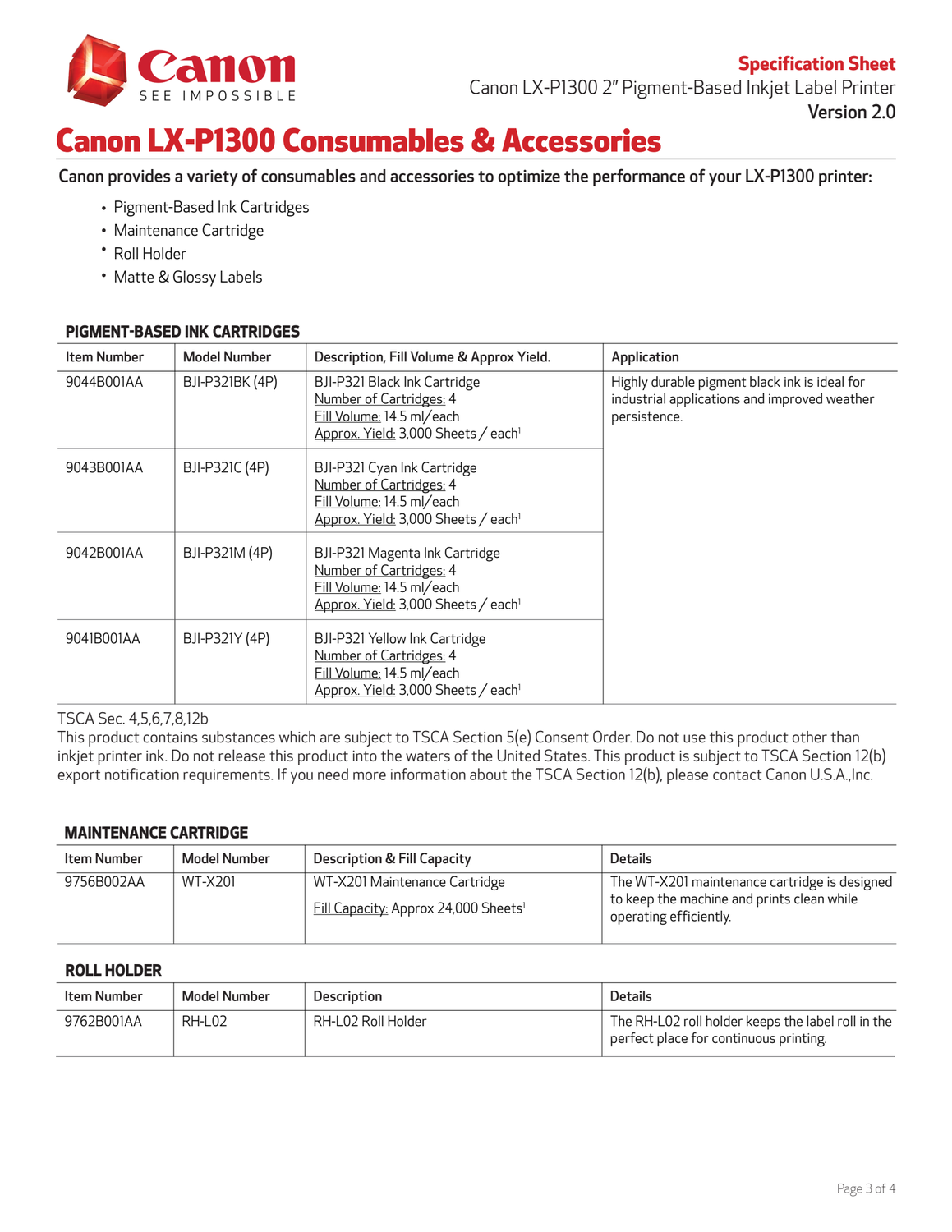**Specification Sheet**
Canon LX-P1300 2" Pigment-Based Inkjet Label Printer
**Version 2.0**

# Canon LX-P1300 Consumables & Accessories

**Canon provides a variety of consumables and accessories to optimize the performance of your LX-P1300 printer:**

- Pigment-Based Ink Cartridges
- Maintenance Cartridge
- Roll Holder
- Matte & Glossy Labels

### PIGMENT-BASED INK CARTRIDGES

| Item Number | Model Number | Description, Fill Volume & Approx Yield. | Application |
|---|---|---|---|
| 9044B001AA | BJI-P321BK (4P) | BJI-P321 Black Ink Cartridge<br>Number of Cartridges: 4<br>Fill Volume: 14.5 ml/each<br>Approx. Yield: 3,000 Sheets / each[1] | Highly durable pigment black ink is ideal for industrial applications and improved weather persistence. |
| 9043B001AA | BJI-P321C (4P) | BJI-P321 Cyan Ink Cartridge<br>Number of Cartridges: 4<br>Fill Volume: 14.5 ml/each<br>Approx. Yield: 3,000 Sheets / each[1] | |
| 9042B001AA | BJI-P321M (4P) | BJI-P321 Magenta Ink Cartridge<br>Number of Cartridges: 4<br>Fill Volume: 14.5 ml/each<br>Approx. Yield: 3,000 Sheets / each[1] | |
| 9041B001AA | BJI-P321Y (4P) | BJI-P321 Yellow Ink Cartridge<br>Number of Cartridges: 4<br>Fill Volume: 14.5 ml/each<br>Approx. Yield: 3,000 Sheets / each[1] | |

TSCA Sec. 4,5,6,7,8,12b
This product contains substances which are subject to TSCA Section 5(e) Consent Order. Do not use this product other than inkjet printer ink. Do not release this product into the waters of the United States. This product is subject to TSCA Section 12(b) export notification requirements. If you need more information about the TSCA Section 12(b), please contact Canon U.S.A.,Inc.

### MAINTENANCE CARTRIDGE

| Item Number | Model Number | Description & Fill Capacity | Details |
|---|---|---|---|
| 9756B002AA | WT-X201 | WT-X201 Maintenance Cartridge<br>Fill Capacity: Approx 24,000 Sheets[1] | The WT-X201 maintenance cartridge is designed to keep the machine and prints clean while operating efficiently. |

### ROLL HOLDER

| Item Number | Model Number | Description | Details |
|---|---|---|---|
| 9762B001AA | RH-L02 | RH-L02 Roll Holder | The RH-L02 roll holder keeps the label roll in the perfect place for continuous printing. |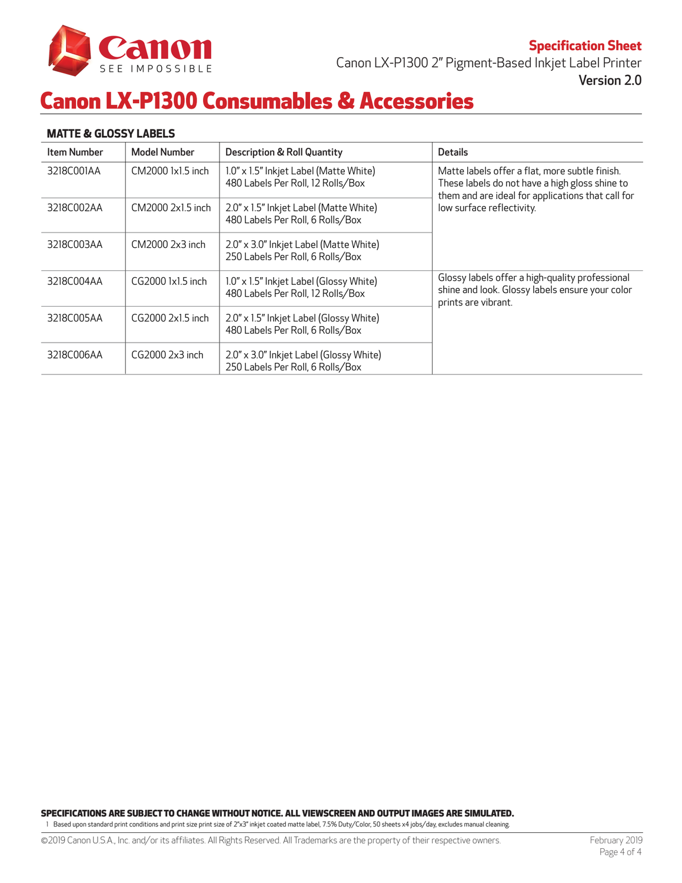# Canon LX-P1300 Consumables & Accessories

### MATTE & GLOSSY LABELS

| Item Number | Model Number | Description & Roll Quantity | Details |
|---|---|---|---|
| 3218C001AA | CM2000 1x1.5 inch | 1.0" x 1.5" Inkjet Label (Matte White) 480 Labels Per Roll, 12 Rolls/Box | Matte labels offer a flat, more subtle finish. These labels do not have a high gloss shine to them and are ideal for applications that call for low surface reflectivity. |
| 3218C002AA | CM2000 2x1.5 inch | 2.0" x 1.5" Inkjet Label (Matte White) 480 Labels Per Roll, 6 Rolls/Box | |
| 3218C003AA | CM2000 2x3 inch | 2.0" x 3.0" Inkjet Label (Matte White) 250 Labels Per Roll, 6 Rolls/Box | |
| 3218C004AA | CG2000 1x1.5 inch | 1.0" x 1.5" Inkjet Label (Glossy White) 480 Labels Per Roll, 12 Rolls/Box | Glossy labels offer a high-quality professional shine and look. Glossy labels ensure your color prints are vibrant. |
| 3218C005AA | CG2000 2x1.5 inch | 2.0" x 1.5" Inkjet Label (Glossy White) 480 Labels Per Roll, 6 Rolls/Box | |
| 3218C006AA | CG2000 2x3 inch | 2.0" x 3.0" Inkjet Label (Glossy White) 250 Labels Per Roll, 6 Rolls/Box | |

**SPECIFICATIONS ARE SUBJECT TO CHANGE WITHOUT NOTICE. ALL VIEWSCREEN AND OUTPUT IMAGES ARE SIMULATED.**

1 Based upon standard print conditions and print size print size of 2"x3" inkjet coated matte label, 7.5% Duty/Color, 50 sheets x4 jobs/day, excludes manual cleaning.

©2019 Canon U.S.A., Inc. and/or its affiliates. All Rights Reserved. All Trademarks are the property of their respective owners.

February 2019